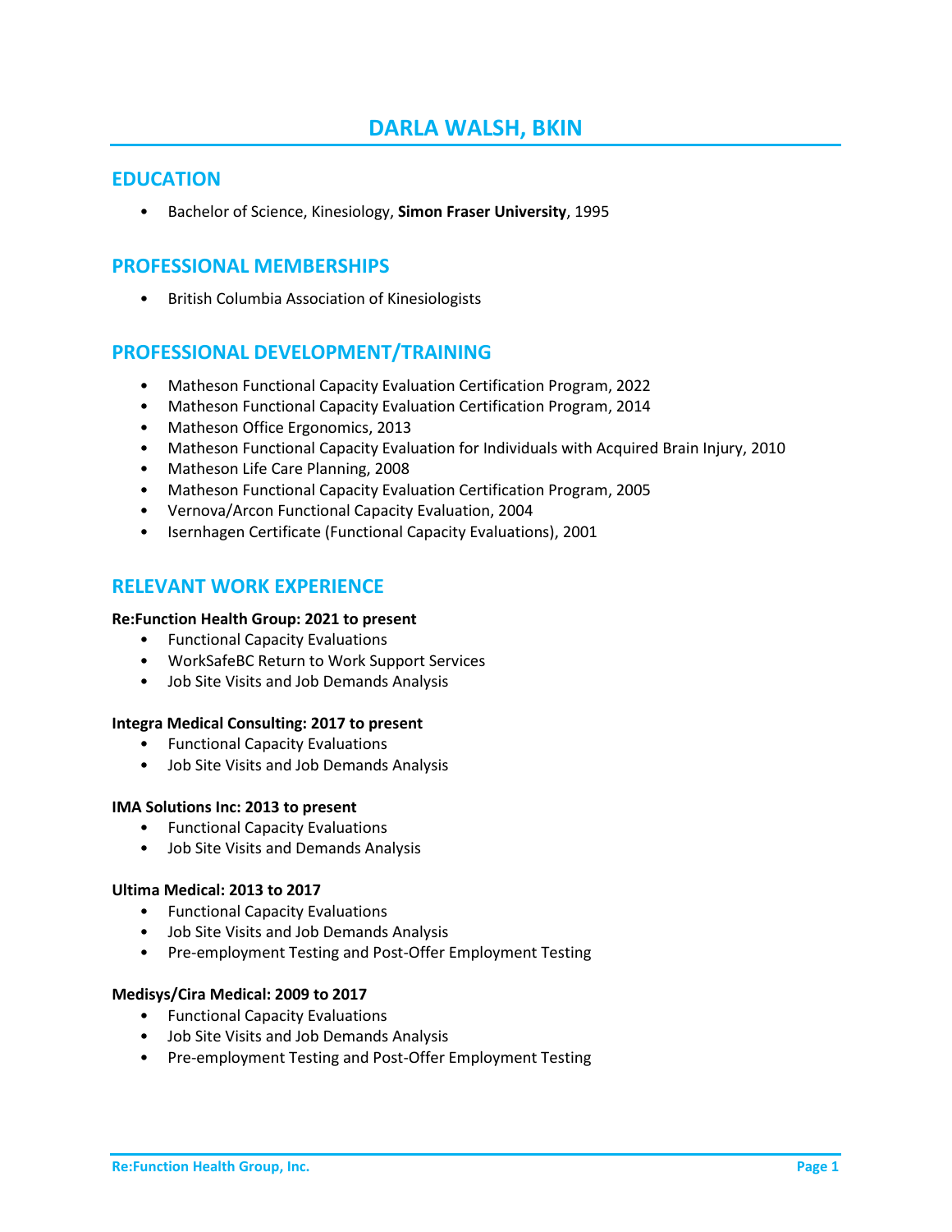# DARLA WALSH, BKIN

## EDUCATION

- Bachelor of Science, Kinesiology, **Simon Fraser University**, 1995

## PROFESSIONAL MEMBERSHIPS

- British Columbia Association of Kinesiologists

## PROFESSIONAL DEVELOPMENT/TRAINING

- Matheson Functional Capacity Evaluation Certification Program, 2022
- Matheson Functional Capacity Evaluation Certification Program, 2014
- Matheson Office Ergonomics, 2013
- Matheson Functional Capacity Evaluation for Individuals with Acquired Brain Injury, 2010
- Matheson Life Care Planning, 2008
- Matheson Functional Capacity Evaluation Certification Program, 2005
- Vernova/Arcon Functional Capacity Evaluation, 2004
- Isernhagen Certificate (Functional Capacity Evaluations), 2001

## RELEVANT WORK EXPERIENCE

**Re:Function Health Group: 2021 to present**

- Functional Capacity Evaluations
- WorkSafeBC Return to Work Support Services
- Job Site Visits and Job Demands Analysis

**Integra Medical Consulting: 2017 to present**

- Functional Capacity Evaluations
- Job Site Visits and Job Demands Analysis

**IMA Solutions Inc: 2013 to present**

- Functional Capacity Evaluations
- Job Site Visits and Demands Analysis

**Ultima Medical: 2013 to 2017**

- Functional Capacity Evaluations
- Job Site Visits and Job Demands Analysis
- Pre-employment Testing and Post-Offer Employment Testing

**Medisys/Cira Medical: 2009 to 2017**

- Functional Capacity Evaluations
- Job Site Visits and Job Demands Analysis
- Pre-employment Testing and Post-Offer Employment Testing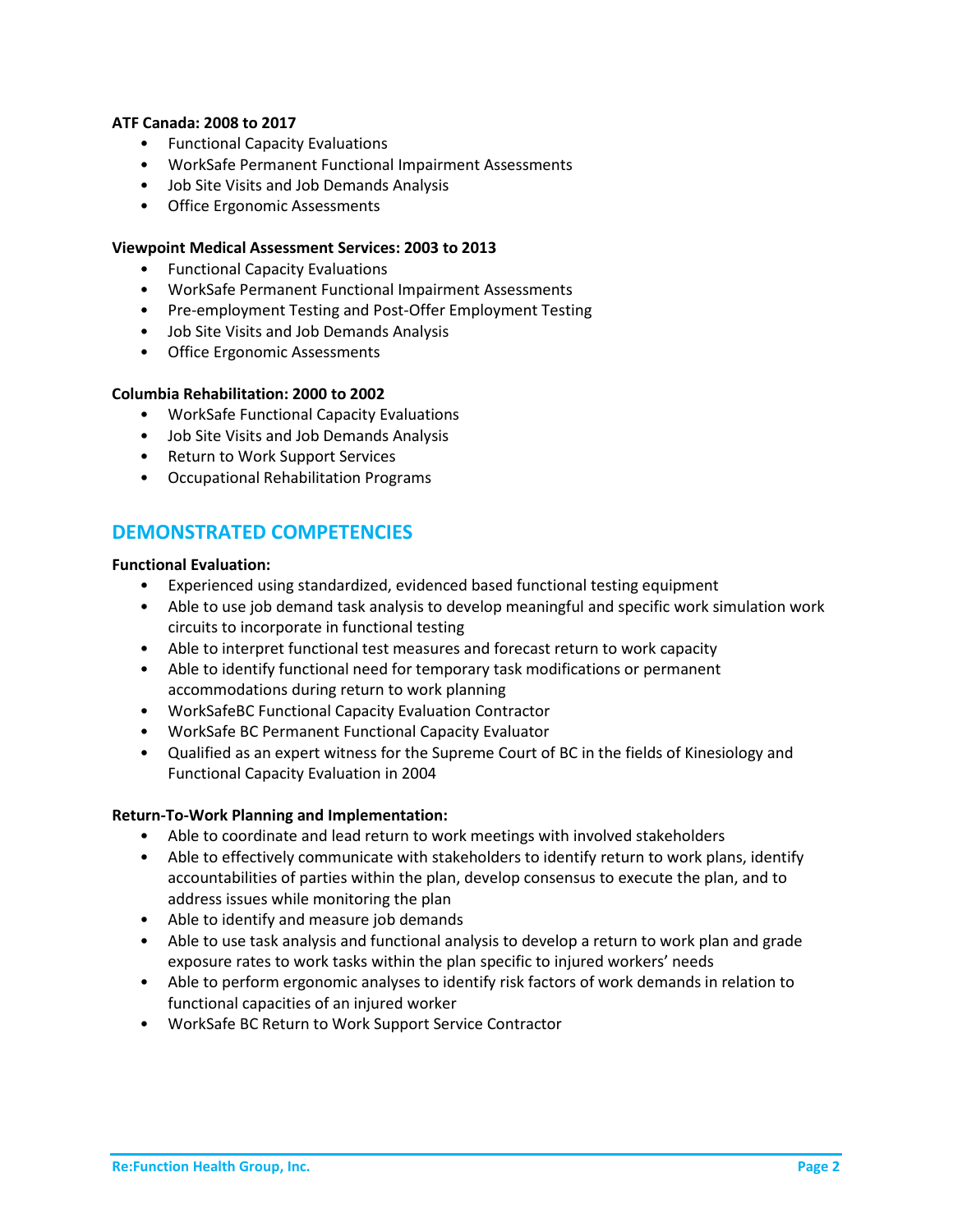**ATF Canada: 2008 to 2017**

- Functional Capacity Evaluations
- WorkSafe Permanent Functional Impairment Assessments
- Job Site Visits and Job Demands Analysis
- Office Ergonomic Assessments

**Viewpoint Medical Assessment Services: 2003 to 2013**

- Functional Capacity Evaluations
- WorkSafe Permanent Functional Impairment Assessments
- Pre-employment Testing and Post-Offer Employment Testing
- Job Site Visits and Job Demands Analysis
- Office Ergonomic Assessments

**Columbia Rehabilitation: 2000 to 2002**

- WorkSafe Functional Capacity Evaluations
- Job Site Visits and Job Demands Analysis
- Return to Work Support Services
- Occupational Rehabilitation Programs

## DEMONSTRATED COMPETENCIES

**Functional Evaluation:**

- Experienced using standardized, evidenced based functional testing equipment
- Able to use job demand task analysis to develop meaningful and specific work simulation work circuits to incorporate in functional testing
- Able to interpret functional test measures and forecast return to work capacity
- Able to identify functional need for temporary task modifications or permanent accommodations during return to work planning
- WorkSafeBC Functional Capacity Evaluation Contractor
- WorkSafe BC Permanent Functional Capacity Evaluator
- Qualified as an expert witness for the Supreme Court of BC in the fields of Kinesiology and Functional Capacity Evaluation in 2004

**Return-To-Work Planning and Implementation:**

- Able to coordinate and lead return to work meetings with involved stakeholders
- Able to effectively communicate with stakeholders to identify return to work plans, identify accountabilities of parties within the plan, develop consensus to execute the plan, and to address issues while monitoring the plan
- Able to identify and measure job demands
- Able to use task analysis and functional analysis to develop a return to work plan and grade exposure rates to work tasks within the plan specific to injured workers' needs
- Able to perform ergonomic analyses to identify risk factors of work demands in relation to functional capacities of an injured worker
- WorkSafe BC Return to Work Support Service Contractor